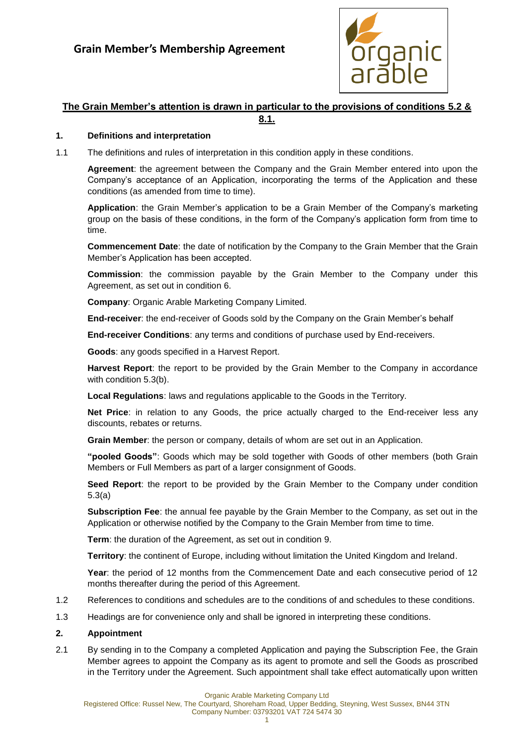# Grain Member's Membership Agreement

**The Grain Member's attention is drawn in particular to the provisions of conditions 5.2 & 8.1.**

## 1. Definitions and interpretation

1.1 The definitions and rules of interpretation in this condition apply in these conditions.

**Agreement**: the agreement between the Company and the Grain Member entered into upon the Company's acceptance of an Application, incorporating the terms of the Application and these conditions (as amended from time to time).

**Application**: the Grain Member's application to be a Grain Member of the Company's marketing group on the basis of these conditions, in the form of the Company's application form from time to time.

**Commencement Date**: the date of notification by the Company to the Grain Member that the Grain Member's Application has been accepted.

**Commission**: the commission payable by the Grain Member to the Company under this Agreement, as set out in condition 6.

**Company**: Organic Arable Marketing Company Limited.

**End-receiver**: the end-receiver of Goods sold by the Company on the Grain Member's behalf

**End-receiver Conditions**: any terms and conditions of purchase used by End-receivers.

**Goods**: any goods specified in a Harvest Report.

**Harvest Report**: the report to be provided by the Grain Member to the Company in accordance with condition 5.3(b).

**Local Regulations**: laws and regulations applicable to the Goods in the Territory.

**Net Price**: in relation to any Goods, the price actually charged to the End-receiver less any discounts, rebates or returns.

**Grain Member**: the person or company, details of whom are set out in an Application.

**"pooled Goods"**: Goods which may be sold together with Goods of other members (both Grain Members or Full Members as part of a larger consignment of Goods.

**Seed Report**: the report to be provided by the Grain Member to the Company under condition 5.3(a)

**Subscription Fee**: the annual fee payable by the Grain Member to the Company, as set out in the Application or otherwise notified by the Company to the Grain Member from time to time.

**Term**: the duration of the Agreement, as set out in condition 9.

**Territory**: the continent of Europe, including without limitation the United Kingdom and Ireland.

**Year**: the period of 12 months from the Commencement Date and each consecutive period of 12 months thereafter during the period of this Agreement.

1.2 References to conditions and schedules are to the conditions of and schedules to these conditions.

1.3 Headings are for convenience only and shall be ignored in interpreting these conditions.

## 2. Appointment

2.1 By sending in to the Company a completed Application and paying the Subscription Fee, the Grain Member agrees to appoint the Company as its agent to promote and sell the Goods as proscribed in the Territory under the Agreement. Such appointment shall take effect automatically upon written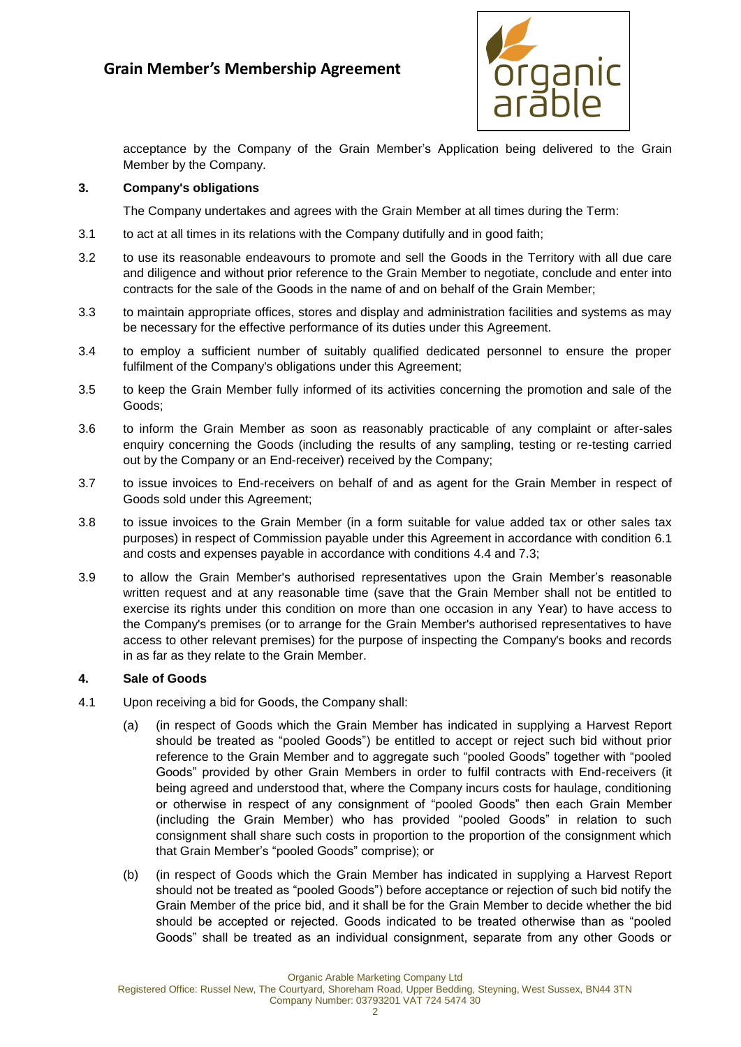acceptance by the Company of the Grain Member's Application being delivered to the Grain Member by the Company.

**3. Company's obligations**

The Company undertakes and agrees with the Grain Member at all times during the Term:

3.1 to act at all times in its relations with the Company dutifully and in good faith;

3.2 to use its reasonable endeavours to promote and sell the Goods in the Territory with all due care and diligence and without prior reference to the Grain Member to negotiate, conclude and enter into contracts for the sale of the Goods in the name of and on behalf of the Grain Member;

3.3 to maintain appropriate offices, stores and display and administration facilities and systems as may be necessary for the effective performance of its duties under this Agreement.

3.4 to employ a sufficient number of suitably qualified dedicated personnel to ensure the proper fulfilment of the Company's obligations under this Agreement;

3.5 to keep the Grain Member fully informed of its activities concerning the promotion and sale of the Goods;

3.6 to inform the Grain Member as soon as reasonably practicable of any complaint or after-sales enquiry concerning the Goods (including the results of any sampling, testing or re-testing carried out by the Company or an End-receiver) received by the Company;

3.7 to issue invoices to End-receivers on behalf of and as agent for the Grain Member in respect of Goods sold under this Agreement;

3.8 to issue invoices to the Grain Member (in a form suitable for value added tax or other sales tax purposes) in respect of Commission payable under this Agreement in accordance with condition 6.1 and costs and expenses payable in accordance with conditions 4.4 and 7.3;

3.9 to allow the Grain Member's authorised representatives upon the Grain Member's reasonable written request and at any reasonable time (save that the Grain Member shall not be entitled to exercise its rights under this condition on more than one occasion in any Year) to have access to the Company's premises (or to arrange for the Grain Member's authorised representatives to have access to other relevant premises) for the purpose of inspecting the Company's books and records in as far as they relate to the Grain Member.

**4. Sale of Goods**

4.1 Upon receiving a bid for Goods, the Company shall:

(a) (in respect of Goods which the Grain Member has indicated in supplying a Harvest Report should be treated as "pooled Goods") be entitled to accept or reject such bid without prior reference to the Grain Member and to aggregate such "pooled Goods" together with "pooled Goods" provided by other Grain Members in order to fulfil contracts with End-receivers (it being agreed and understood that, where the Company incurs costs for haulage, conditioning or otherwise in respect of any consignment of "pooled Goods" then each Grain Member (including the Grain Member) who has provided "pooled Goods" in relation to such consignment shall share such costs in proportion to the proportion of the consignment which that Grain Member's "pooled Goods" comprise); or

(b) (in respect of Goods which the Grain Member has indicated in supplying a Harvest Report should not be treated as "pooled Goods") before acceptance or rejection of such bid notify the Grain Member of the price bid, and it shall be for the Grain Member to decide whether the bid should be accepted or rejected. Goods indicated to be treated otherwise than as "pooled Goods" shall be treated as an individual consignment, separate from any other Goods or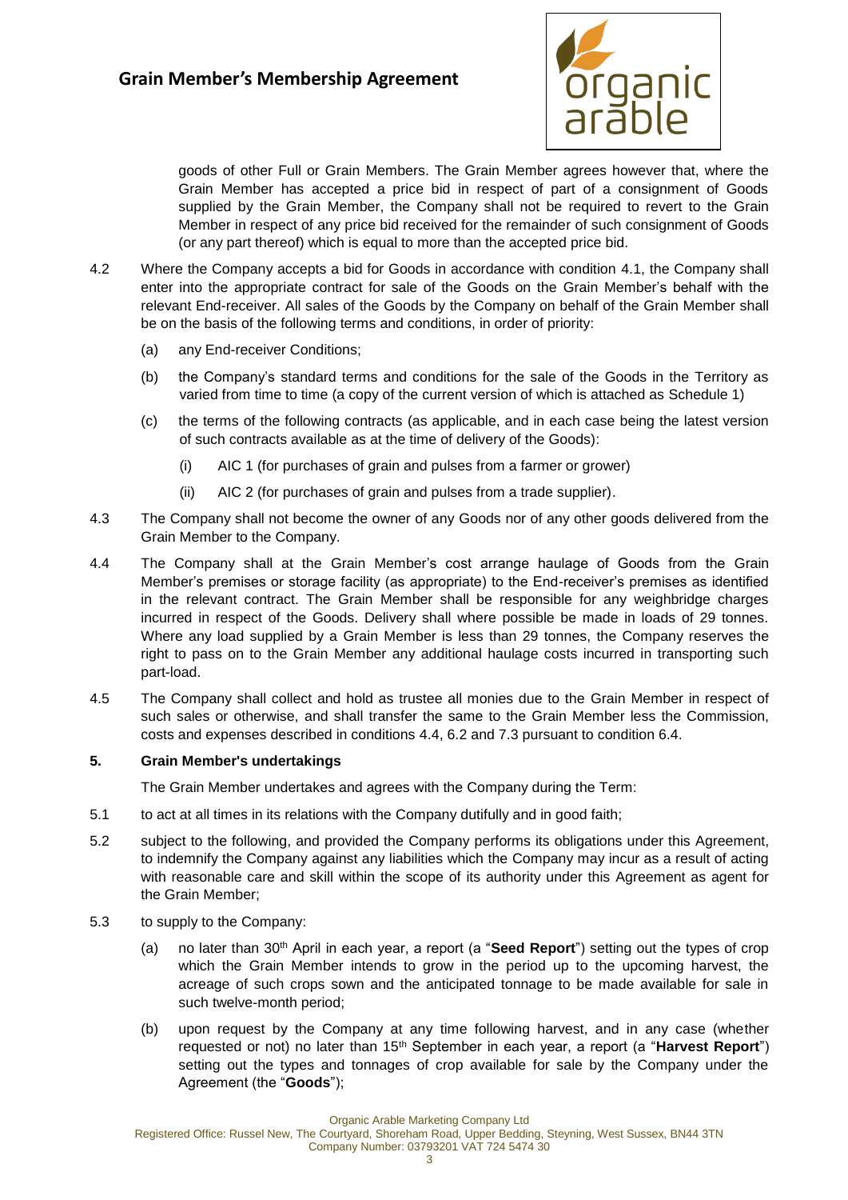goods of other Full or Grain Members. The Grain Member agrees however that, where the Grain Member has accepted a price bid in respect of part of a consignment of Goods supplied by the Grain Member, the Company shall not be required to revert to the Grain Member in respect of any price bid received for the remainder of such consignment of Goods (or any part thereof) which is equal to more than the accepted price bid.

4.2 Where the Company accepts a bid for Goods in accordance with condition 4.1, the Company shall enter into the appropriate contract for sale of the Goods on the Grain Member's behalf with the relevant End-receiver. All sales of the Goods by the Company on behalf of the Grain Member shall be on the basis of the following terms and conditions, in order of priority:

(a) any End-receiver Conditions;

(b) the Company's standard terms and conditions for the sale of the Goods in the Territory as varied from time to time (a copy of the current version of which is attached as Schedule 1)

(c) the terms of the following contracts (as applicable, and in each case being the latest version of such contracts available as at the time of delivery of the Goods):

(i) AIC 1 (for purchases of grain and pulses from a farmer or grower)

(ii) AIC 2 (for purchases of grain and pulses from a trade supplier).

4.3 The Company shall not become the owner of any Goods nor of any other goods delivered from the Grain Member to the Company.

4.4 The Company shall at the Grain Member's cost arrange haulage of Goods from the Grain Member's premises or storage facility (as appropriate) to the End-receiver's premises as identified in the relevant contract. The Grain Member shall be responsible for any weighbridge charges incurred in respect of the Goods. Delivery shall where possible be made in loads of 29 tonnes. Where any load supplied by a Grain Member is less than 29 tonnes, the Company reserves the right to pass on to the Grain Member any additional haulage costs incurred in transporting such part-load.

4.5 The Company shall collect and hold as trustee all monies due to the Grain Member in respect of such sales or otherwise, and shall transfer the same to the Grain Member less the Commission, costs and expenses described in conditions 4.4, 6.2 and 7.3 pursuant to condition 6.4.

## 5. Grain Member's undertakings

The Grain Member undertakes and agrees with the Company during the Term:

5.1 to act at all times in its relations with the Company dutifully and in good faith;

5.2 subject to the following, and provided the Company performs its obligations under this Agreement, to indemnify the Company against any liabilities which the Company may incur as a result of acting with reasonable care and skill within the scope of its authority under this Agreement as agent for the Grain Member;

5.3 to supply to the Company:

(a) no later than 30th April in each year, a report (a "**Seed Report**") setting out the types of crop which the Grain Member intends to grow in the period up to the upcoming harvest, the acreage of such crops sown and the anticipated tonnage to be made available for sale in such twelve-month period;

(b) upon request by the Company at any time following harvest, and in any case (whether requested or not) no later than 15th September in each year, a report (a "**Harvest Report**") setting out the types and tonnages of crop available for sale by the Company under the Agreement (the "**Goods**");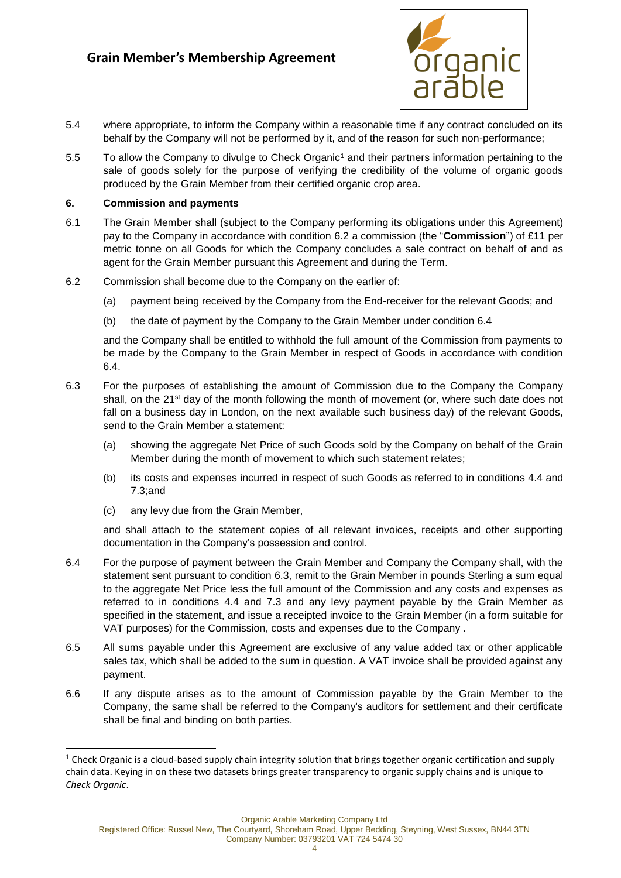5.4 where appropriate, to inform the Company within a reasonable time if any contract concluded on its behalf by the Company will not be performed by it, and of the reason for such non-performance;

5.5 To allow the Company to divulge to Check Organic[1] and their partners information pertaining to the sale of goods solely for the purpose of verifying the credibility of the volume of organic goods produced by the Grain Member from their certified organic crop area.

**6. Commission and payments**

6.1 The Grain Member shall (subject to the Company performing its obligations under this Agreement) pay to the Company in accordance with condition 6.2 a commission (the "**Commission**") of £11 per metric tonne on all Goods for which the Company concludes a sale contract on behalf of and as agent for the Grain Member pursuant this Agreement and during the Term.

6.2 Commission shall become due to the Company on the earlier of:

(a) payment being received by the Company from the End-receiver for the relevant Goods; and

(b) the date of payment by the Company to the Grain Member under condition 6.4

and the Company shall be entitled to withhold the full amount of the Commission from payments to be made by the Company to the Grain Member in respect of Goods in accordance with condition 6.4.

6.3 For the purposes of establishing the amount of Commission due to the Company the Company shall, on the 21st day of the month following the month of movement (or, where such date does not fall on a business day in London, on the next available such business day) of the relevant Goods, send to the Grain Member a statement:

(a) showing the aggregate Net Price of such Goods sold by the Company on behalf of the Grain Member during the month of movement to which such statement relates;

(b) its costs and expenses incurred in respect of such Goods as referred to in conditions 4.4 and 7.3;and

(c) any levy due from the Grain Member,

and shall attach to the statement copies of all relevant invoices, receipts and other supporting documentation in the Company's possession and control.

6.4 For the purpose of payment between the Grain Member and Company the Company shall, with the statement sent pursuant to condition 6.3, remit to the Grain Member in pounds Sterling a sum equal to the aggregate Net Price less the full amount of the Commission and any costs and expenses as referred to in conditions 4.4 and 7.3 and any levy payment payable by the Grain Member as specified in the statement, and issue a receipted invoice to the Grain Member (in a form suitable for VAT purposes) for the Commission, costs and expenses due to the Company .

6.5 All sums payable under this Agreement are exclusive of any value added tax or other applicable sales tax, which shall be added to the sum in question. A VAT invoice shall be provided against any payment.

6.6 If any dispute arises as to the amount of Commission payable by the Grain Member to the Company, the same shall be referred to the Company's auditors for settlement and their certificate shall be final and binding on both parties.

[1] Check Organic is a cloud-based supply chain integrity solution that brings together organic certification and supply chain data. Keying in on these two datasets brings greater transparency to organic supply chains and is unique to *Check Organic*.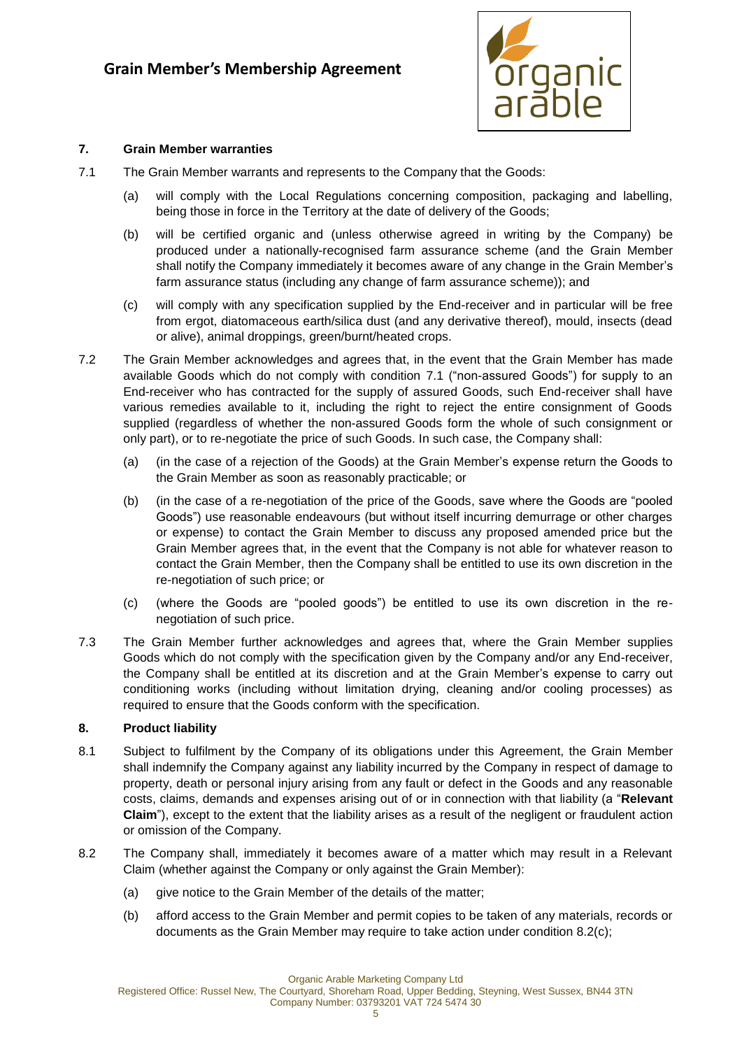## 7. Grain Member warranties

7.1 The Grain Member warrants and represents to the Company that the Goods:

(a) will comply with the Local Regulations concerning composition, packaging and labelling, being those in force in the Territory at the date of delivery of the Goods;

(b) will be certified organic and (unless otherwise agreed in writing by the Company) be produced under a nationally-recognised farm assurance scheme (and the Grain Member shall notify the Company immediately it becomes aware of any change in the Grain Member's farm assurance status (including any change of farm assurance scheme)); and

(c) will comply with any specification supplied by the End-receiver and in particular will be free from ergot, diatomaceous earth/silica dust (and any derivative thereof), mould, insects (dead or alive), animal droppings, green/burnt/heated crops.

7.2 The Grain Member acknowledges and agrees that, in the event that the Grain Member has made available Goods which do not comply with condition 7.1 ("non-assured Goods") for supply to an End-receiver who has contracted for the supply of assured Goods, such End-receiver shall have various remedies available to it, including the right to reject the entire consignment of Goods supplied (regardless of whether the non-assured Goods form the whole of such consignment or only part), or to re-negotiate the price of such Goods. In such case, the Company shall:

(a) (in the case of a rejection of the Goods) at the Grain Member's expense return the Goods to the Grain Member as soon as reasonably practicable; or

(b) (in the case of a re-negotiation of the price of the Goods, save where the Goods are "pooled Goods") use reasonable endeavours (but without itself incurring demurrage or other charges or expense) to contact the Grain Member to discuss any proposed amended price but the Grain Member agrees that, in the event that the Company is not able for whatever reason to contact the Grain Member, then the Company shall be entitled to use its own discretion in the re-negotiation of such price; or

(c) (where the Goods are "pooled goods") be entitled to use its own discretion in the re-negotiation of such price.

7.3 The Grain Member further acknowledges and agrees that, where the Grain Member supplies Goods which do not comply with the specification given by the Company and/or any End-receiver, the Company shall be entitled at its discretion and at the Grain Member's expense to carry out conditioning works (including without limitation drying, cleaning and/or cooling processes) as required to ensure that the Goods conform with the specification.

## 8. Product liability

8.1 Subject to fulfilment by the Company of its obligations under this Agreement, the Grain Member shall indemnify the Company against any liability incurred by the Company in respect of damage to property, death or personal injury arising from any fault or defect in the Goods and any reasonable costs, claims, demands and expenses arising out of or in connection with that liability (a "**Relevant Claim**"), except to the extent that the liability arises as a result of the negligent or fraudulent action or omission of the Company.

8.2 The Company shall, immediately it becomes aware of a matter which may result in a Relevant Claim (whether against the Company or only against the Grain Member):

(a) give notice to the Grain Member of the details of the matter;

(b) afford access to the Grain Member and permit copies to be taken of any materials, records or documents as the Grain Member may require to take action under condition 8.2(c);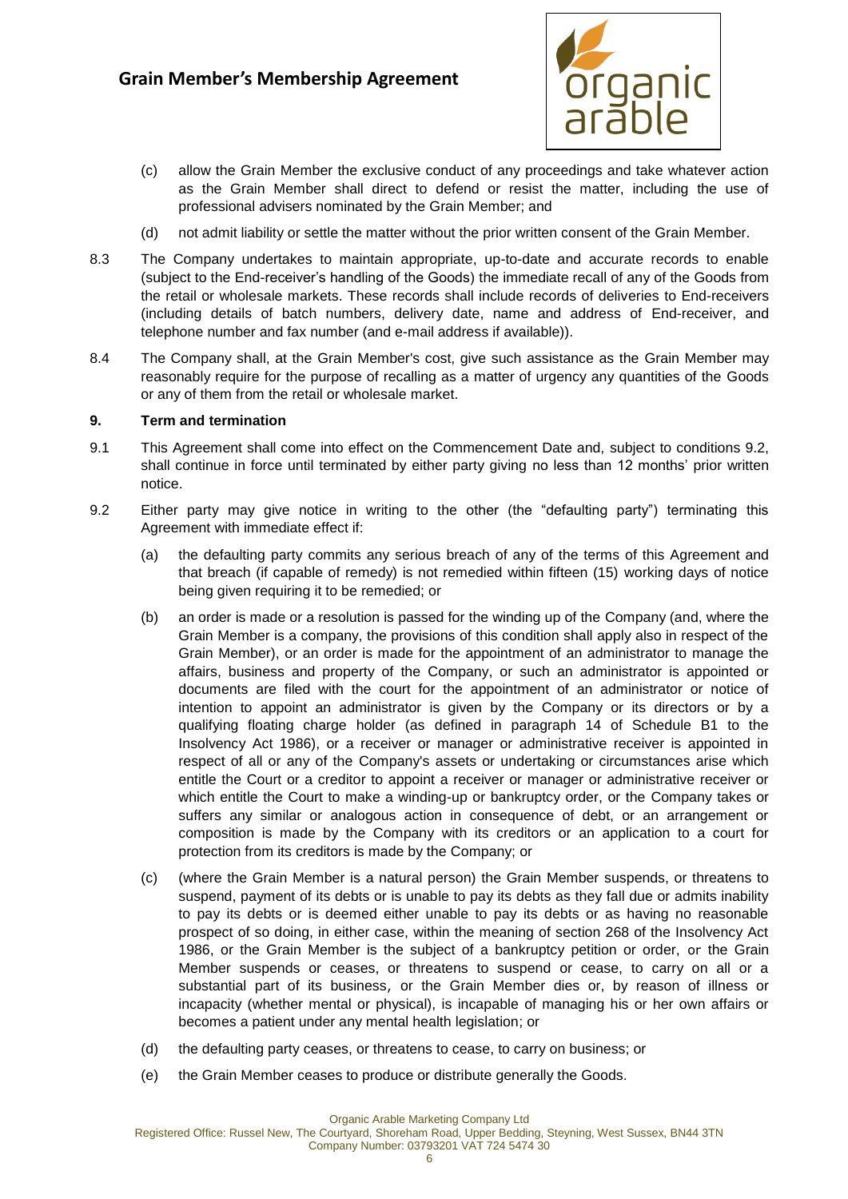(c) allow the Grain Member the exclusive conduct of any proceedings and take whatever action as the Grain Member shall direct to defend or resist the matter, including the use of professional advisers nominated by the Grain Member; and

(d) not admit liability or settle the matter without the prior written consent of the Grain Member.

8.3 The Company undertakes to maintain appropriate, up-to-date and accurate records to enable (subject to the End-receiver's handling of the Goods) the immediate recall of any of the Goods from the retail or wholesale markets. These records shall include records of deliveries to End-receivers (including details of batch numbers, delivery date, name and address of End-receiver, and telephone number and fax number (and e-mail address if available)).

8.4 The Company shall, at the Grain Member's cost, give such assistance as the Grain Member may reasonably require for the purpose of recalling as a matter of urgency any quantities of the Goods or any of them from the retail or wholesale market.

**9. Term and termination**

9.1 This Agreement shall come into effect on the Commencement Date and, subject to conditions 9.2, shall continue in force until terminated by either party giving no less than 12 months' prior written notice.

9.2 Either party may give notice in writing to the other (the "defaulting party") terminating this Agreement with immediate effect if:

(a) the defaulting party commits any serious breach of any of the terms of this Agreement and that breach (if capable of remedy) is not remedied within fifteen (15) working days of notice being given requiring it to be remedied; or

(b) an order is made or a resolution is passed for the winding up of the Company (and, where the Grain Member is a company, the provisions of this condition shall apply also in respect of the Grain Member), or an order is made for the appointment of an administrator to manage the affairs, business and property of the Company, or such an administrator is appointed or documents are filed with the court for the appointment of an administrator or notice of intention to appoint an administrator is given by the Company or its directors or by a qualifying floating charge holder (as defined in paragraph 14 of Schedule B1 to the Insolvency Act 1986), or a receiver or manager or administrative receiver is appointed in respect of all or any of the Company's assets or undertaking or circumstances arise which entitle the Court or a creditor to appoint a receiver or manager or administrative receiver or which entitle the Court to make a winding-up or bankruptcy order, or the Company takes or suffers any similar or analogous action in consequence of debt, or an arrangement or composition is made by the Company with its creditors or an application to a court for protection from its creditors is made by the Company; or

(c) (where the Grain Member is a natural person) the Grain Member suspends, or threatens to suspend, payment of its debts or is unable to pay its debts as they fall due or admits inability to pay its debts or is deemed either unable to pay its debts or as having no reasonable prospect of so doing, in either case, within the meaning of section 268 of the Insolvency Act 1986, or the Grain Member is the subject of a bankruptcy petition or order, or the Grain Member suspends or ceases, or threatens to suspend or cease, to carry on all or a substantial part of its business, or the Grain Member dies or, by reason of illness or incapacity (whether mental or physical), is incapable of managing his or her own affairs or becomes a patient under any mental health legislation; or

(d) the defaulting party ceases, or threatens to cease, to carry on business; or

(e) the Grain Member ceases to produce or distribute generally the Goods.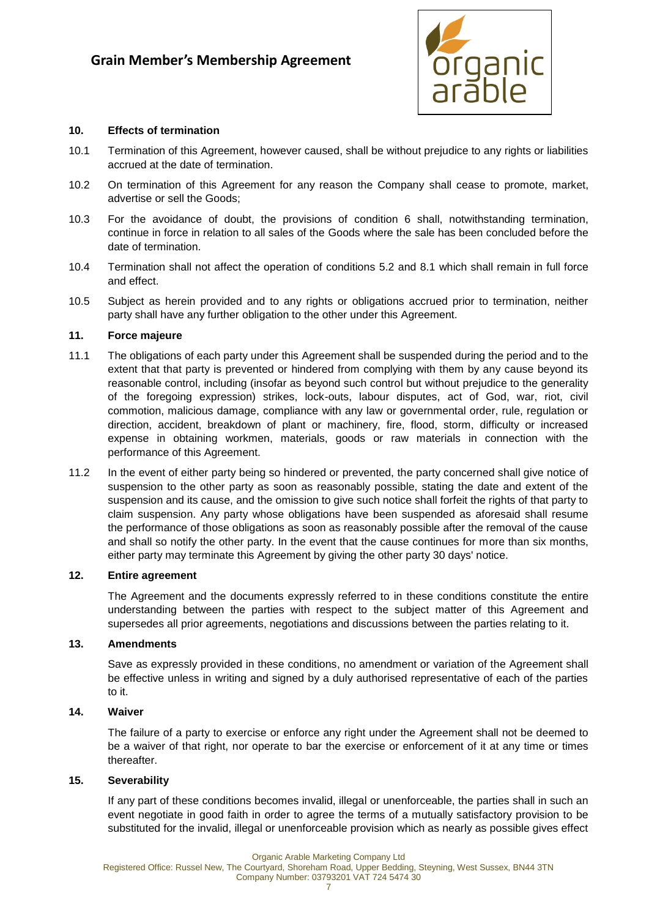**10. Effects of termination**

10.1 Termination of this Agreement, however caused, shall be without prejudice to any rights or liabilities accrued at the date of termination.

10.2 On termination of this Agreement for any reason the Company shall cease to promote, market, advertise or sell the Goods;

10.3 For the avoidance of doubt, the provisions of condition 6 shall, notwithstanding termination, continue in force in relation to all sales of the Goods where the sale has been concluded before the date of termination.

10.4 Termination shall not affect the operation of conditions 5.2 and 8.1 which shall remain in full force and effect.

10.5 Subject as herein provided and to any rights or obligations accrued prior to termination, neither party shall have any further obligation to the other under this Agreement.

**11. Force majeure**

11.1 The obligations of each party under this Agreement shall be suspended during the period and to the extent that that party is prevented or hindered from complying with them by any cause beyond its reasonable control, including (insofar as beyond such control but without prejudice to the generality of the foregoing expression) strikes, lock-outs, labour disputes, act of God, war, riot, civil commotion, malicious damage, compliance with any law or governmental order, rule, regulation or direction, accident, breakdown of plant or machinery, fire, flood, storm, difficulty or increased expense in obtaining workmen, materials, goods or raw materials in connection with the performance of this Agreement.

11.2 In the event of either party being so hindered or prevented, the party concerned shall give notice of suspension to the other party as soon as reasonably possible, stating the date and extent of the suspension and its cause, and the omission to give such notice shall forfeit the rights of that party to claim suspension. Any party whose obligations have been suspended as aforesaid shall resume the performance of those obligations as soon as reasonably possible after the removal of the cause and shall so notify the other party. In the event that the cause continues for more than six months, either party may terminate this Agreement by giving the other party 30 days' notice.

**12. Entire agreement**

The Agreement and the documents expressly referred to in these conditions constitute the entire understanding between the parties with respect to the subject matter of this Agreement and supersedes all prior agreements, negotiations and discussions between the parties relating to it.

**13. Amendments**

Save as expressly provided in these conditions, no amendment or variation of the Agreement shall be effective unless in writing and signed by a duly authorised representative of each of the parties to it.

**14. Waiver**

The failure of a party to exercise or enforce any right under the Agreement shall not be deemed to be a waiver of that right, nor operate to bar the exercise or enforcement of it at any time or times thereafter.

**15. Severability**

If any part of these conditions becomes invalid, illegal or unenforceable, the parties shall in such an event negotiate in good faith in order to agree the terms of a mutually satisfactory provision to be substituted for the invalid, illegal or unenforceable provision which as nearly as possible gives effect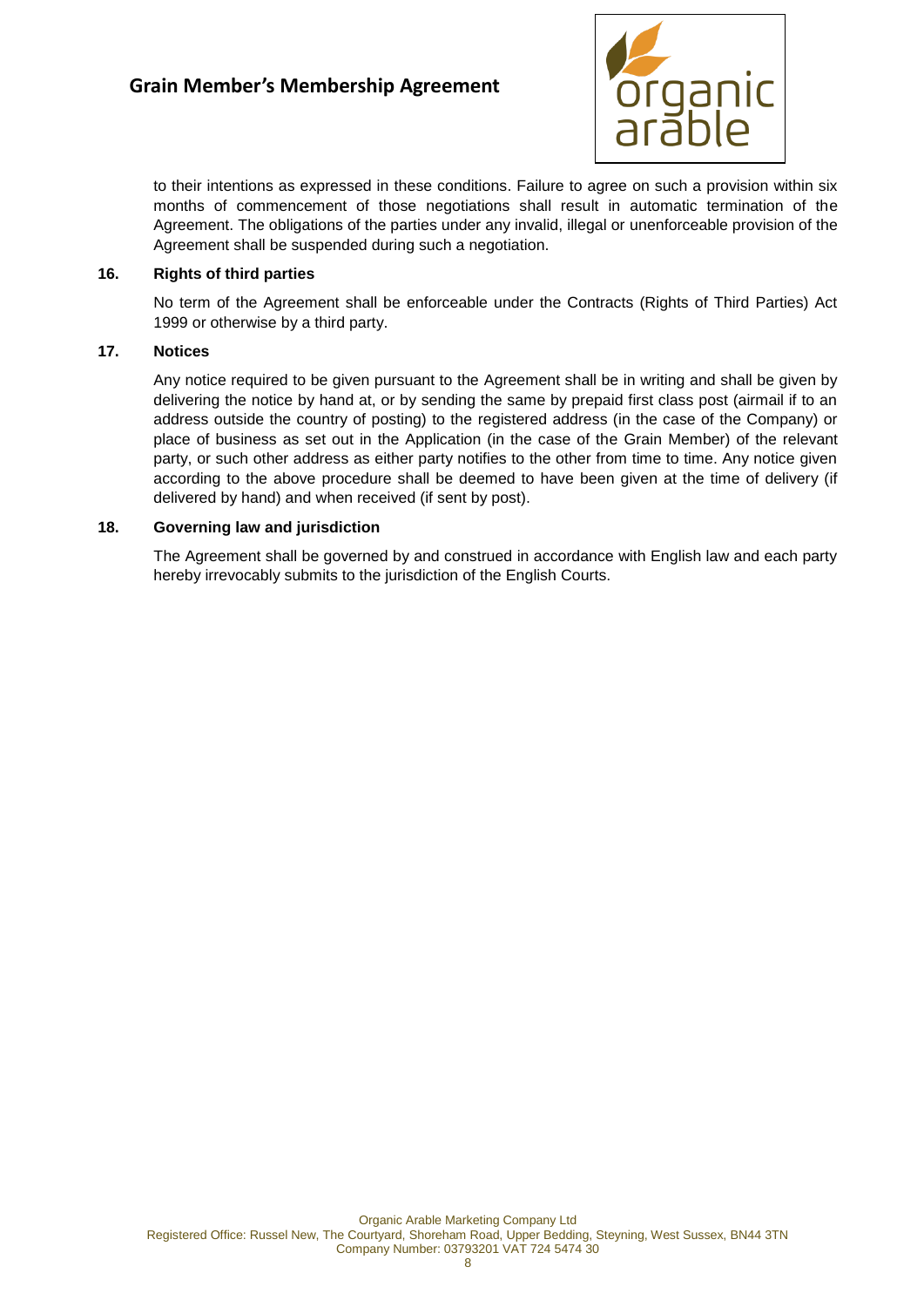to their intentions as expressed in these conditions. Failure to agree on such a provision within six months of commencement of those negotiations shall result in automatic termination of the Agreement. The obligations of the parties under any invalid, illegal or unenforceable provision of the Agreement shall be suspended during such a negotiation.

**16. Rights of third parties**

No term of the Agreement shall be enforceable under the Contracts (Rights of Third Parties) Act 1999 or otherwise by a third party.

**17. Notices**

Any notice required to be given pursuant to the Agreement shall be in writing and shall be given by delivering the notice by hand at, or by sending the same by prepaid first class post (airmail if to an address outside the country of posting) to the registered address (in the case of the Company) or place of business as set out in the Application (in the case of the Grain Member) of the relevant party, or such other address as either party notifies to the other from time to time. Any notice given according to the above procedure shall be deemed to have been given at the time of delivery (if delivered by hand) and when received (if sent by post).

**18. Governing law and jurisdiction**

The Agreement shall be governed by and construed in accordance with English law and each party hereby irrevocably submits to the jurisdiction of the English Courts.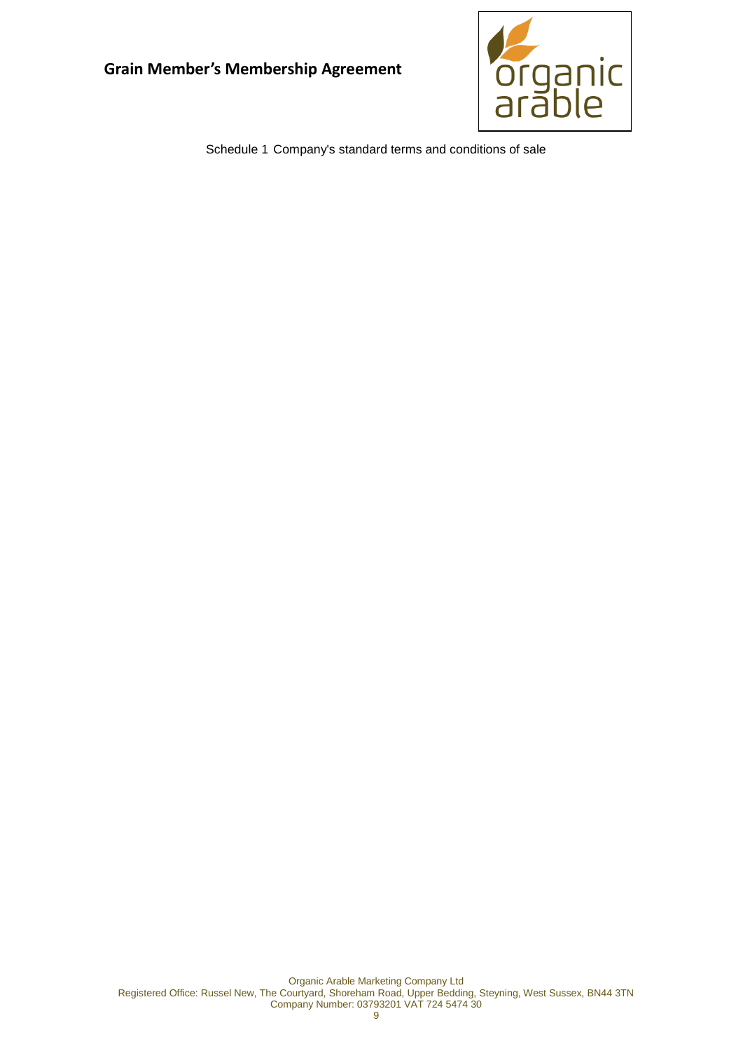Schedule 1 Company's standard terms and conditions of sale